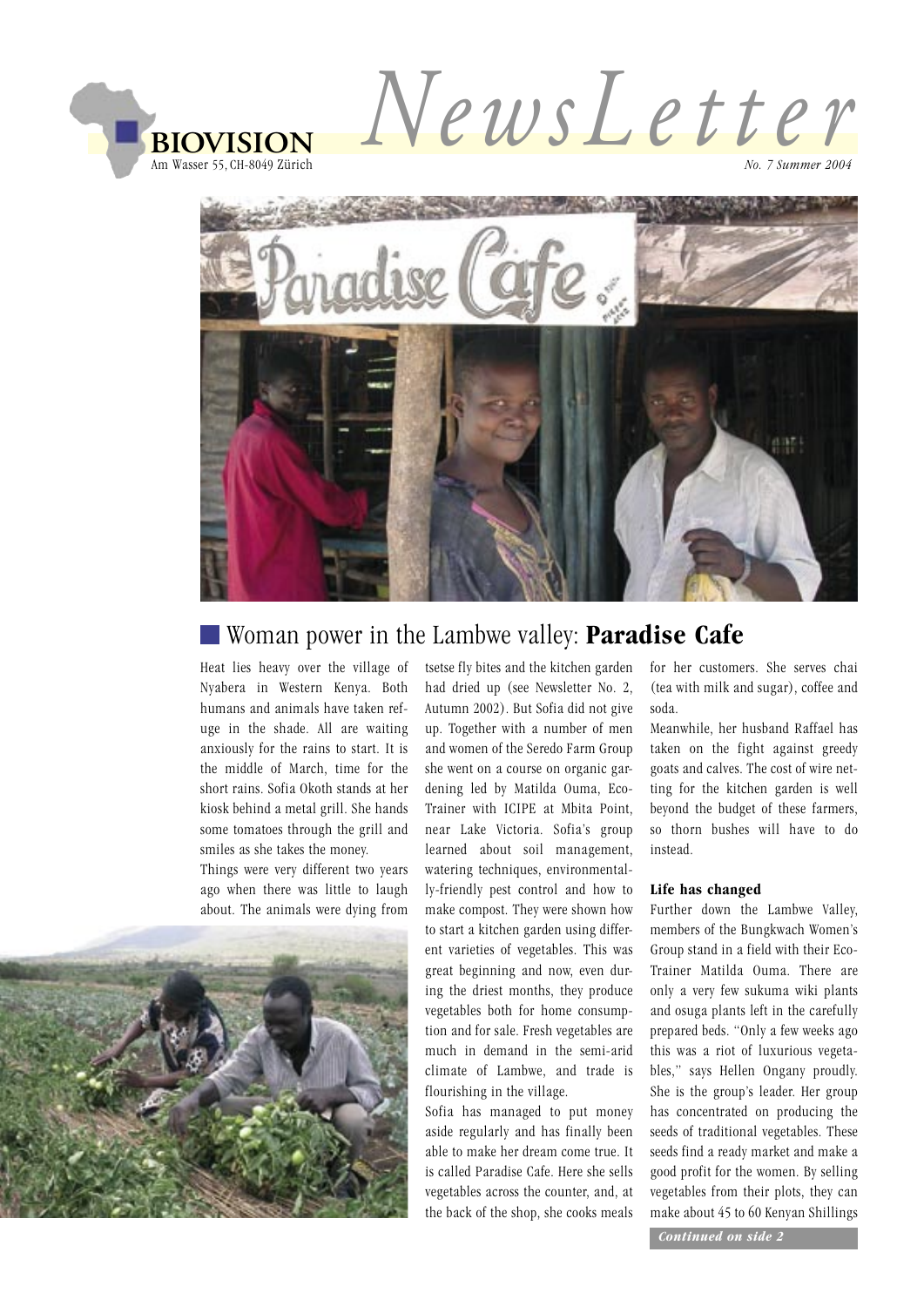# BIOVISION NewsLetter

Am Wasser 55, CH-8049 Zürich

*No. 7 Summer 2004*

## Woman power in the Lambwe valley: **Paradise Cafe**

Heat lies heavy over the village of Nyabera in Western Kenya. Both humans and animals have taken refuge in the shade. All are waiting anxiously for the rains to start. It is the middle of March, time for the short rains. Sofia Okoth stands at her kiosk behind a metal grill. She hands some tomatoes through the grill and smiles as she takes the money.

Things were very different two years ago when there was little to laugh about. The animals were dying from tsetse fly bites and the kitchen garden had dried up (see Newsletter No. 2, Autumn 2002). But Sofia did not give up. Together with a number of men and women of the Seredo Farm Group she went on a course on organic gardening led by Matilda Ouma, Eco-Trainer with ICIPE at Mbita Point, near Lake Victoria. Sofia's group learned about soil management, watering techniques, environmentally-friendly pest control and how to make compost. They were shown how to start a kitchen garden using different varieties of vegetables. This was great beginning and now, even during the driest months, they produce vegetables both for home consumption and for sale. Fresh vegetables are much in demand in the semi-arid climate of Lambwe, and trade is flourishing in the village.

Sofia has managed to put money aside regularly and has finally been able to make her dream come true. It is called Paradise Cafe. Here she sells vegetables across the counter, and, at the back of the shop, she cooks meals for her customers. She serves chai (tea with milk and sugar), coffee and soda.

Meanwhile, her husband Raffael has taken on the fight against greedy goats and calves. The cost of wire netting for the kitchen garden is well beyond the budget of these farmers, so thorn bushes will have to do instead.

### Life has changed

Further down the Lambwe Valley, members of the Bungkwach Women's Group stand in a field with their Eco-Trainer Matilda Ouma. There are only a very few sukuma wiki plants and osuga plants left in the carefully prepared beds. "Only a few weeks ago this was a riot of luxurious vegetables," says Hellen Ongany proudly. She is the group's leader. Her group has concentrated on producing the seeds of traditional vegetables. These seeds find a ready market and make a good profit for the women. By selling vegetables from their plots, they can make about 45 to 60 Kenyan Shillings

*Continued on side 2*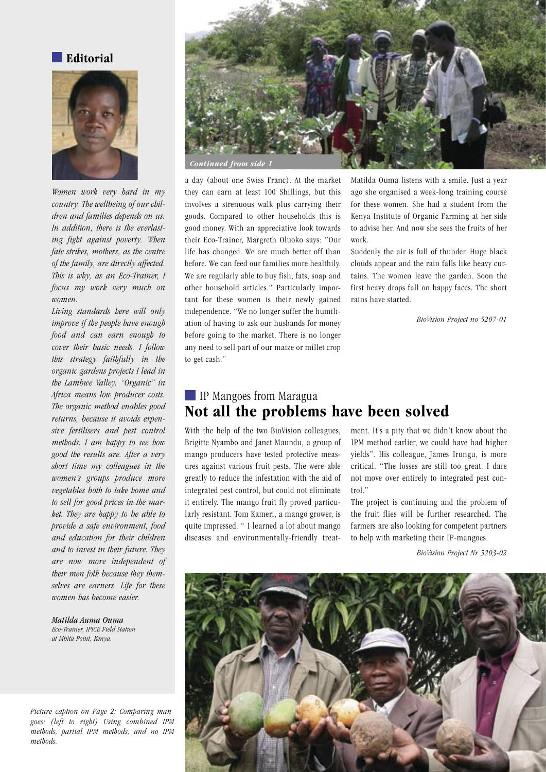## Editorial

*Women work very hard in my country. The wellbeing of our children and families depends on us. In addition, there is the everlasting fight against poverty. When fate strikes, mothers, as the centre of the family, are directly affected. This is why, as an Eco-Trainer, I focus my work very much on women.*

*Living standards here will only improve if the people have enough food and can earn enough to cover their basic needs. I follow this strategy faithfully in the organic gardens projects I lead in the Lambwe Valley. "Organic" in Africa means low producer costs. The organic method enables good returns, because it avoids expensive fertilisers and pest control methods. I am happy to see how good the results are. After a very short time my colleagues in the women's groups produce more vegetables both to take home and to sell for good prices in the market. They are happy to be able to provide a safe environment, food and education for their children and to invest in their future. They are now more independent of their men folk because they themselves are earners. Life for these women has become easier.*

***Matilda Auma Ouma***
*Eco-Trainer, IPICE Field Station at Mbita Point, Kenya.*

*Continued from side 1*

a day (about one Swiss Franc). At the market they can earn at least 100 Shillings, but this involves a strenuous walk plus carrying their goods. Compared to other households this is good money. With an appreciative look towards their Eco-Trainer, Margreth Oluoko says: "Our life has changed. We are much better off than before. We can feed our families more healthily. We are regularly able to buy fish, fats, soap and other household articles." Particularly important for these women is their newly gained independence. "We no longer suffer the humiliation of having to ask our husbands for money before going to the market. There is no longer any need to sell part of our maize or millet crop to get cash."

Matilda Ouma listens with a smile. Just a year ago she organised a week-long training course for these women. She had a student from the Kenya Institute of Organic Farming at her side to advise her. And now she sees the fruits of her work.

Suddenly the air is full of thunder. Huge black clouds appear and the rain falls like heavy curtains. The women leave the garden. Soon the first heavy drops fall on happy faces. The short rains have started.

*BioVision Project no 5207-01*

## IP Mangoes from Maragua
# Not all the problems have been solved

With the help of the two BioVision colleagues, Brigitte Nyambo and Janet Maundu, a group of mango producers have tested protective measures against various fruit pests. The were able greatly to reduce the infestation with the aid of integrated pest control, but could not eliminate it entirely. The mango fruit fly proved particularly resistant. Tom Kameri, a mango grower, is quite impressed. " I learned a lot about mango diseases and environmentally-friendly treatment. It's a pity that we didn't know about the IPM method earlier, we could have had higher yields". His colleague, James Irungu, is more critical. "The losses are still too great. I dare not move over entirely to integrated pest control."

The project is continuing and the problem of the fruit flies will be further researched. The farmers are also looking for competent partners to help with marketing their IP-mangoes.

*BioVision Project Nr 5203-02*

*Picture caption on Page 2: Comparing mangoes: (left to right) Using combined IPM methods, partial IPM methods, and no IPM methods.*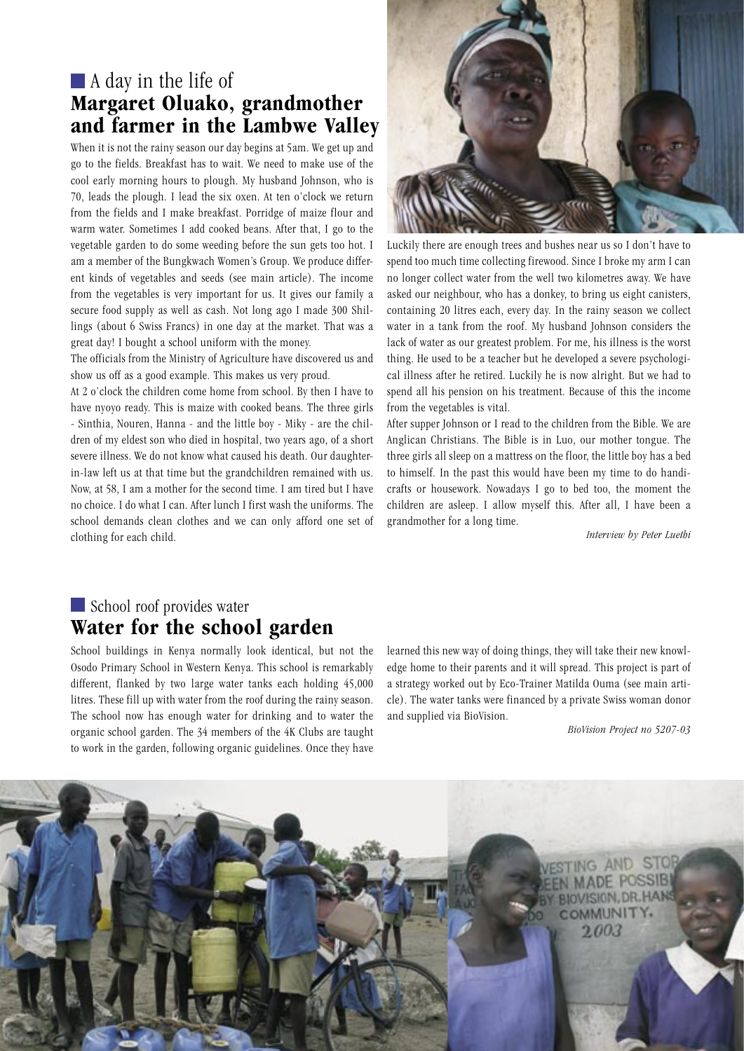## A day in the life of
# Margaret Oluako, grandmother and farmer in the Lambwe Valley

When it is not the rainy season our day begins at 5am. We get up and go to the fields. Breakfast has to wait. We need to make use of the cool early morning hours to plough. My husband Johnson, who is 70, leads the plough. I lead the six oxen. At ten o'clock we return from the fields and I make breakfast. Porridge of maize flour and warm water. Sometimes I add cooked beans. After that, I go to the vegetable garden to do some weeding before the sun gets too hot. I am a member of the Bungkwach Women's Group. We produce different kinds of vegetables and seeds (see main article). The income from the vegetables is very important for us. It gives our family a secure food supply as well as cash. Not long ago I made 300 Shillings (about 6 Swiss Francs) in one day at the market. That was a great day! I bought a school uniform with the money.

The officials from the Ministry of Agriculture have discovered us and show us off as a good example. This makes us very proud.

At 2 o'clock the children come home from school. By then I have to have nyoyo ready. This is maize with cooked beans. The three girls - Sinthia, Nouren, Hanna - and the little boy - Miky - are the children of my eldest son who died in hospital, two years ago, of a short severe illness. We do not know what caused his death. Our daughter-in-law left us at that time but the grandchildren remained with us. Now, at 58, I am a mother for the second time. I am tired but I have no choice. I do what I can. After lunch I first wash the uniforms. The school demands clean clothes and we can only afford one set of clothing for each child.

Luckily there are enough trees and bushes near us so I don't have to spend too much time collecting firewood. Since I broke my arm I can no longer collect water from the well two kilometres away. We have asked our neighbour, who has a donkey, to bring us eight canisters, containing 20 litres each, every day. In the rainy season we collect water in a tank from the roof. My husband Johnson considers the lack of water as our greatest problem. For me, his illness is the worst thing. He used to be a teacher but he developed a severe psychological illness after he retired. Luckily he is now alright. But we had to spend all his pension on his treatment. Because of this the income from the vegetables is vital.

After supper Johnson or I read to the children from the Bible. We are Anglican Christians. The Bible is in Luo, our mother tongue. The three girls all sleep on a mattress on the floor, the little boy has a bed to himself. In the past this would have been my time to do handicrafts or housework. Nowadays I go to bed too, the moment the children are asleep. I allow myself this. After all, I have been a grandmother for a long time.

*Interview by Peter Luethi*

## School roof provides water
# Water for the school garden

School buildings in Kenya normally look identical, but not the Osodo Primary School in Western Kenya. This school is remarkably different, flanked by two large water tanks each holding 45,000 litres. These fill up with water from the roof during the rainy season. The school now has enough water for drinking and to water the organic school garden. The 34 members of the 4K Clubs are taught to work in the garden, following organic guidelines. Once they have learned this new way of doing things, they will take their new knowledge home to their parents and it will spread. This project is part of a strategy worked out by Eco-Trainer Matilda Ouma (see main article). The water tanks were financed by a private Swiss woman donor and supplied via BioVision.

*BioVision Project no 5207-03*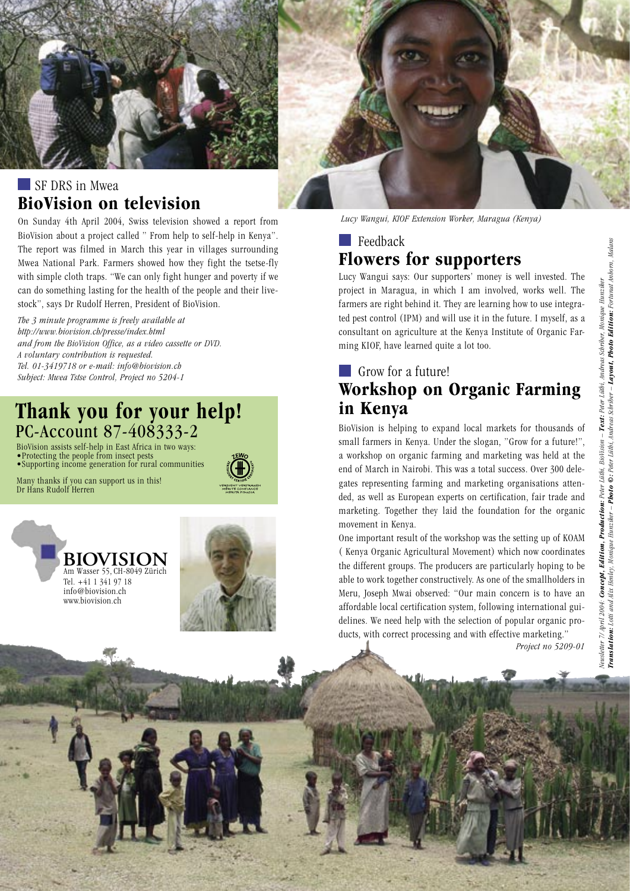## SF DRS in Mwea

# BioVision on television

On Sunday 4th April 2004, Swiss television showed a report from BioVision about a project called " From help to self-help in Kenya". The report was filmed in March this year in villages surrounding Mwea National Park. Farmers showed how they fight the tsetse-fly with simple cloth traps. "We can only fight hunger and poverty if we can do something lasting for the health of the people and their livestock", says Dr Rudolf Herren, President of BioVision.

*The 3 minute programme is freely available at*
*http://www.biovision.ch/presse/index.html*
*and from the BioVision Office, as a video cassette or DVD.*
*A voluntary contribution is requested.*
*Tel. 01-3419718 or e-mail: info@biovision.ch*
*Subject: Mwea Tstse Control, Project no 5204-1*

# Thank you for your help!

## PC-Account 87-408333-2

BioVision assists self-help in East Africa in two ways:
- Protecting the people from insect pests
- Supporting income generation for rural communities

Many thanks if you can support us in this!
Dr Hans Rudolf Herren

ZEWO
VERDIENT VERTRAUEN
MÉRITE CONFIANCE
MERITA FIDUCIA

**BIOVISION**
Am Wasser 55, CH-8049 Zürich
Tel. +41 1 341 97 18
info@biovision.ch
www.biovision.ch

*Lucy Wangui, KIOF Extension Worker, Maragua (Kenya)*

## Feedback

# Flowers for supporters

Lucy Wangui says: Our supporters' money is well invested. The project in Maragua, in which I am involved, works well. The farmers are right behind it. They are learning how to use integrated pest control (IPM) and will use it in the future. I myself, as a consultant on agriculture at the Kenya Institute of Organic Farming KIOF, have learned quite a lot too.

## Grow for a future!

# Workshop on Organic Farming in Kenya

BioVision is helping to expand local markets for thousands of small farmers in Kenya. Under the slogan, "Grow for a future!", a workshop on organic farming and marketing was held at the end of March in Nairobi. This was a total success. Over 300 delegates representing farming and marketing organisations attended, as well as European experts on certification, fair trade and marketing. Together they laid the foundation for the organic movement in Kenya.

One important result of the workshop was the setting up of KOAM ( Kenya Organic Agricultural Movement) which now coordinates the different groups. The producers are particularly hoping to be able to work together constructively. As one of the smallholders in Meru, Joseph Mwai observed: "Our main concern is to have an affordable local certification system, following international guidelines. We need help with the selection of popular organic products, with correct processing and with effective marketing."

*Project no 5209-01*

*Newsletter 7/ April 2004:* ***Concept, Edition, Production:*** *Peter Lüthi, BioVision –* ***Text:*** *Peter Lüthi, Andreas Schriber, Monique Hunziker*
***Translation:*** *Lotti and Alix Henley, Monique Hunziker –* ***Photo ©:*** *Peter Lüthi, Andreas Schriber –* ***Layout, Photo Edition:*** *Fortunat Anhorn, Malans*